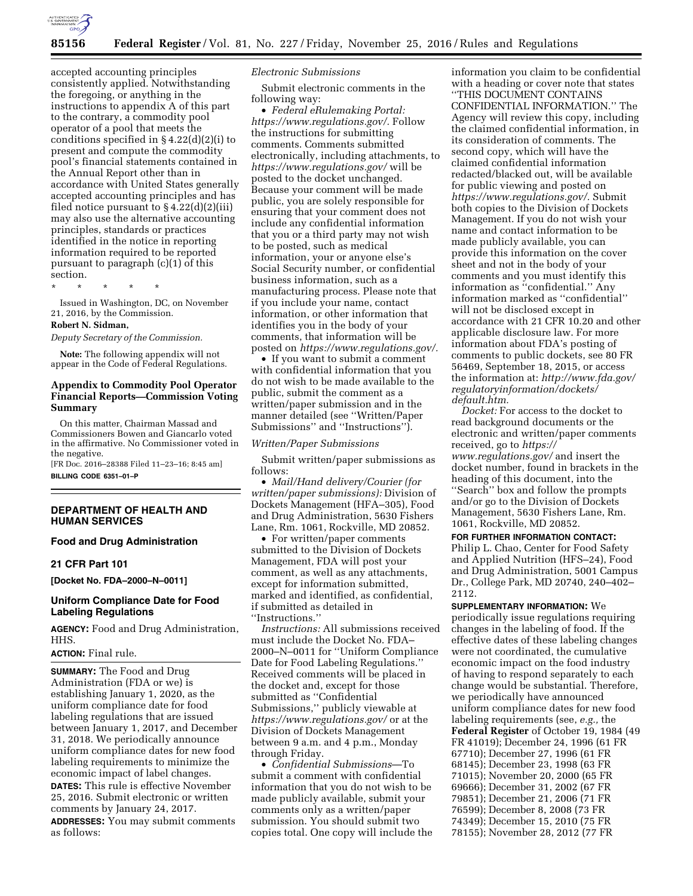accepted accounting principles consistently applied. Notwithstanding the foregoing, or anything in the instructions to appendix A of this part to the contrary, a commodity pool operator of a pool that meets the conditions specified in § 4.22(d)(2)(i) to present and compute the commodity pool's financial statements contained in the Annual Report other than in accordance with United States generally accepted accounting principles and has filed notice pursuant to § 4.22(d)(2)(iii) may also use the alternative accounting principles, standards or practices identified in the notice in reporting information required to be reported pursuant to paragraph (c)(1) of this section.

\* \* \* \* \*

Issued in Washington, DC, on November 21, 2016, by the Commission.

**Robert N. Sidman,**

*Deputy Secretary of the Commission.*

**Note:** The following appendix will not appear in the Code of Federal Regulations.

### Appendix to Commodity Pool Operator Financial Reports—Commission Voting Summary

On this matter, Chairman Massad and Commissioners Bowen and Giancarlo voted in the affirmative. No Commissioner voted in the negative.

[FR Doc. 2016–28388 Filed 11–23–16; 8:45 am]

**BILLING CODE 6351–01–P**

---

## DEPARTMENT OF HEALTH AND HUMAN SERVICES

### Food and Drug Administration

### 21 CFR Part 101

**[Docket No. FDA–2000–N–0011]**

### Uniform Compliance Date for Food Labeling Regulations

**AGENCY:** Food and Drug Administration, HHS.

**ACTION:** Final rule.

**SUMMARY:** The Food and Drug Administration (FDA or we) is establishing January 1, 2020, as the uniform compliance date for food labeling regulations that are issued between January 1, 2017, and December 31, 2018. We periodically announce uniform compliance dates for new food labeling requirements to minimize the economic impact of label changes.

**DATES:** This rule is effective November 25, 2016. Submit electronic or written comments by January 24, 2017.

**ADDRESSES:** You may submit comments as follows:

*Electronic Submissions*

Submit electronic comments in the following way:

- *Federal eRulemaking Portal: https://www.regulations.gov/.* Follow the instructions for submitting comments. Comments submitted electronically, including attachments, to *https://www.regulations.gov/* will be posted to the docket unchanged. Because your comment will be made public, you are solely responsible for ensuring that your comment does not include any confidential information that you or a third party may not wish to be posted, such as medical information, your or anyone else's Social Security number, or confidential business information, such as a manufacturing process. Please note that if you include your name, contact information, or other information that identifies you in the body of your comments, that information will be posted on *https://www.regulations.gov/.*
- If you want to submit a comment with confidential information that you do not wish to be made available to the public, submit the comment as a written/paper submission and in the manner detailed (see "Written/Paper Submissions" and "Instructions").

*Written/Paper Submissions*

Submit written/paper submissions as follows:

- *Mail/Hand delivery/Courier (for written/paper submissions):* Division of Dockets Management (HFA–305), Food and Drug Administration, 5630 Fishers Lane, Rm. 1061, Rockville, MD 20852.
- For written/paper comments submitted to the Division of Dockets Management, FDA will post your comment, as well as any attachments, except for information submitted, marked and identified, as confidential, if submitted as detailed in "Instructions."

*Instructions:* All submissions received must include the Docket No. FDA–2000–N–0011 for "Uniform Compliance Date for Food Labeling Regulations." Received comments will be placed in the docket and, except for those submitted as "Confidential Submissions," publicly viewable at *https://www.regulations.gov/* or at the Division of Dockets Management between 9 a.m. and 4 p.m., Monday through Friday.

- *Confidential Submissions*—To submit a comment with confidential information that you do not wish to be made publicly available, submit your comments only as a written/paper submission. You should submit two copies total. One copy will include the information you claim to be confidential with a heading or cover note that states "THIS DOCUMENT CONTAINS CONFIDENTIAL INFORMATION." The Agency will review this copy, including the claimed confidential information, in its consideration of comments. The second copy, which will have the claimed confidential information redacted/blacked out, will be available for public viewing and posted on *https://www.regulations.gov/.* Submit both copies to the Division of Dockets Management. If you do not wish your name and contact information to be made publicly available, you can provide this information on the cover sheet and not in the body of your comments and you must identify this information as "confidential." Any information marked as "confidential" will not be disclosed except in accordance with 21 CFR 10.20 and other applicable disclosure law. For more information about FDA's posting of comments to public dockets, see 80 FR 56469, September 18, 2015, or access the information at: *http://www.fda.gov/regulatoryinformation/dockets/default.htm.*

*Docket:* For access to the docket to read background documents or the electronic and written/paper comments received, go to *https://www.regulations.gov/* and insert the docket number, found in brackets in the heading of this document, into the "Search" box and follow the prompts and/or go to the Division of Dockets Management, 5630 Fishers Lane, Rm. 1061, Rockville, MD 20852.

**FOR FURTHER INFORMATION CONTACT:** Philip L. Chao, Center for Food Safety and Applied Nutrition (HFS–24), Food and Drug Administration, 5001 Campus Dr., College Park, MD 20740, 240–402–2112.

**SUPPLEMENTARY INFORMATION:** We periodically issue regulations requiring changes in the labeling of food. If the effective dates of these labeling changes were not coordinated, the cumulative economic impact on the food industry of having to respond separately to each change would be substantial. Therefore, we periodically have announced uniform compliance dates for new food labeling requirements (see, *e.g.,* the **Federal Register** of October 19, 1984 (49 FR 41019); December 24, 1996 (61 FR 67710); December 27, 1996 (61 FR 68145); December 23, 1998 (63 FR 71015); November 20, 2000 (65 FR 69666); December 31, 2002 (67 FR 79851); December 21, 2006 (71 FR 76599); December 8, 2008 (73 FR 74349); December 15, 2010 (75 FR 78155); November 28, 2012 (77 FR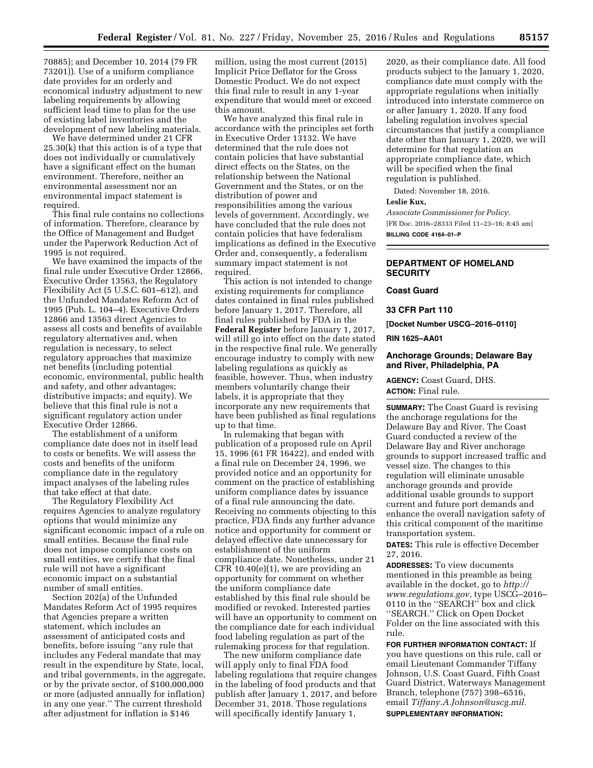70885); and December 10, 2014 (79 FR 73201)). Use of a uniform compliance date provides for an orderly and economical industry adjustment to new labeling requirements by allowing sufficient lead time to plan for the use of existing label inventories and the development of new labeling materials.

We have determined under 21 CFR 25.30(k) that this action is of a type that does not individually or cumulatively have a significant effect on the human environment. Therefore, neither an environmental assessment nor an environmental impact statement is required.

This final rule contains no collections of information. Therefore, clearance by the Office of Management and Budget under the Paperwork Reduction Act of 1995 is not required.

We have examined the impacts of the final rule under Executive Order 12866, Executive Order 13563, the Regulatory Flexibility Act (5 U.S.C. 601–612), and the Unfunded Mandates Reform Act of 1995 (Pub. L. 104–4). Executive Orders 12866 and 13563 direct Agencies to assess all costs and benefits of available regulatory alternatives and, when regulation is necessary, to select regulatory approaches that maximize net benefits (including potential economic, environmental, public health and safety, and other advantages; distributive impacts; and equity). We believe that this final rule is not a significant regulatory action under Executive Order 12866.

The establishment of a uniform compliance date does not in itself lead to costs or benefits. We will assess the costs and benefits of the uniform compliance date in the regulatory impact analyses of the labeling rules that take effect at that date.

The Regulatory Flexibility Act requires Agencies to analyze regulatory options that would minimize any significant economic impact of a rule on small entities. Because the final rule does not impose compliance costs on small entities, we certify that the final rule will not have a significant economic impact on a substantial number of small entities.

Section 202(a) of the Unfunded Mandates Reform Act of 1995 requires that Agencies prepare a written statement, which includes an assessment of anticipated costs and benefits, before issuing ''any rule that includes any Federal mandate that may result in the expenditure by State, local, and tribal governments, in the aggregate, or by the private sector, of $100,000,000 or more (adjusted annually for inflation) in any one year.'' The current threshold after adjustment for inflation is $146 million, using the most current (2015) Implicit Price Deflator for the Gross Domestic Product. We do not expect this final rule to result in any 1-year expenditure that would meet or exceed this amount.

We have analyzed this final rule in accordance with the principles set forth in Executive Order 13132. We have determined that the rule does not contain policies that have substantial direct effects on the States, on the relationship between the National Government and the States, or on the distribution of power and responsibilities among the various levels of government. Accordingly, we have concluded that the rule does not contain policies that have federalism implications as defined in the Executive Order and, consequently, a federalism summary impact statement is not required.

This action is not intended to change existing requirements for compliance dates contained in final rules published before January 1, 2017. Therefore, all final rules published by FDA in the **Federal Register** before January 1, 2017, will still go into effect on the date stated in the respective final rule. We generally encourage industry to comply with new labeling regulations as quickly as feasible, however. Thus, when industry members voluntarily change their labels, it is appropriate that they incorporate any new requirements that have been published as final regulations up to that time.

In rulemaking that began with publication of a proposed rule on April 15, 1996 (61 FR 16422), and ended with a final rule on December 24, 1996, we provided notice and an opportunity for comment on the practice of establishing uniform compliance dates by issuance of a final rule announcing the date. Receiving no comments objecting to this practice, FDA finds any further advance notice and opportunity for comment or delayed effective date unnecessary for establishment of the uniform compliance date. Nonetheless, under 21 CFR 10.40(e)(1), we are providing an opportunity for comment on whether the uniform compliance date established by this final rule should be modified or revoked. Interested parties will have an opportunity to comment on the compliance date for each individual food labeling regulation as part of the rulemaking process for that regulation.

The new uniform compliance date will apply only to final FDA food labeling regulations that require changes in the labeling of food products and that publish after January 1, 2017, and before December 31, 2018. Those regulations will specifically identify January 1, 2020, as their compliance date. All food products subject to the January 1, 2020, compliance date must comply with the appropriate regulations when initially introduced into interstate commerce on or after January 1, 2020. If any food labeling regulation involves special circumstances that justify a compliance date other than January 1, 2020, we will determine for that regulation an appropriate compliance date, which will be specified when the final regulation is published.

Dated: November 18, 2016.

**Leslie Kux,**

*Associate Commissioner for Policy.*

[FR Doc. 2016–28333 Filed 11–23–16; 8:45 am]

**BILLING CODE 4164–01–P**

---

## DEPARTMENT OF HOMELAND SECURITY

### Coast Guard

### 33 CFR Part 110

**[Docket Number USCG–2016–0110]**

**RIN 1625–AA01**

### Anchorage Grounds; Delaware Bay and River, Philadelphia, PA

**AGENCY:** Coast Guard, DHS.

**ACTION:** Final rule.

**SUMMARY:** The Coast Guard is revising the anchorage regulations for the Delaware Bay and River. The Coast Guard conducted a review of the Delaware Bay and River anchorage grounds to support increased traffic and vessel size. The changes to this regulation will eliminate unusable anchorage grounds and provide additional usable grounds to support current and future port demands and enhance the overall navigation safety of this critical component of the maritime transportation system.

**DATES:** This rule is effective December 27, 2016.

**ADDRESSES:** To view documents mentioned in this preamble as being available in the docket, go to *http://www.regulations.gov,* type USCG–2016–0110 in the ''SEARCH'' box and click ''SEARCH.'' Click on Open Docket Folder on the line associated with this rule.

**FOR FURTHER INFORMATION CONTACT:** If you have questions on this rule, call or email Lieutenant Commander Tiffany Johnson, U.S. Coast Guard, Fifth Coast Guard District, Waterways Management Branch, telephone (757) 398–6516, email *Tiffany.A.Johnson@uscg.mil.*

**SUPPLEMENTARY INFORMATION:**